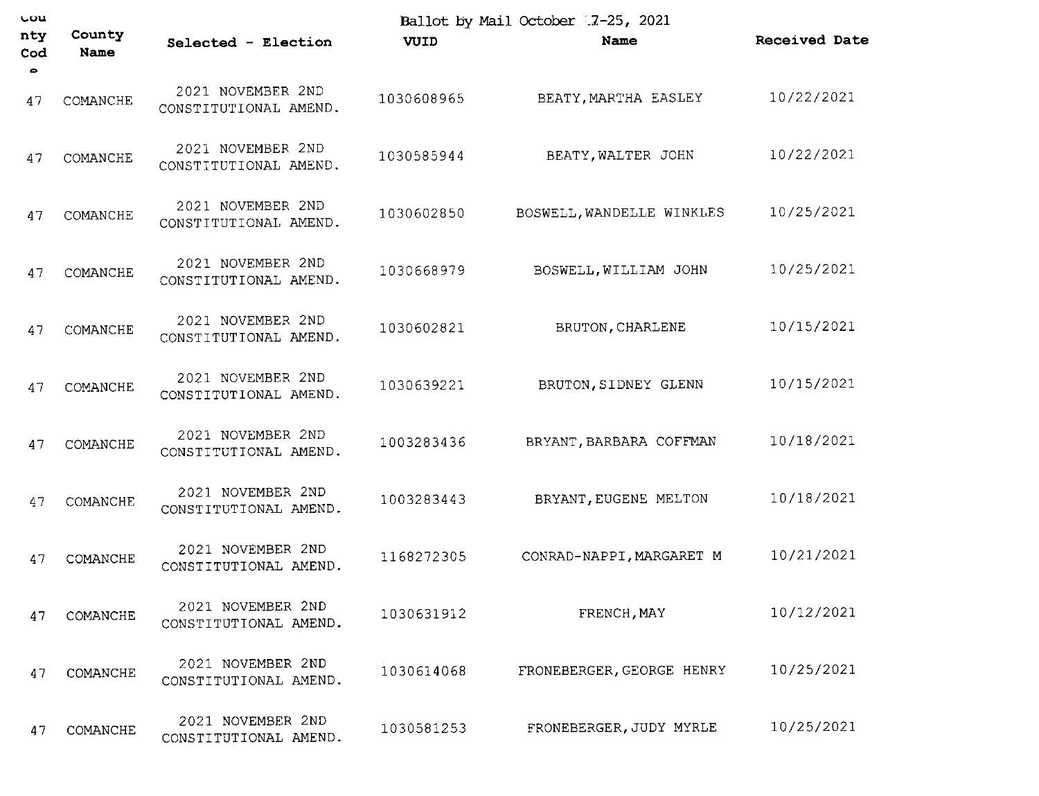Ballot by Mail October 17-25, 2021

| County Code | County Name | Selected - Election | VUID | Name | Received Date |
|---|---|---|---|---|---|
| 47 | COMANCHE | 2021 NOVEMBER 2ND CONSTITUTIONAL AMEND. | 1030608965 | BEATY,MARTHA EASLEY | 10/22/2021 |
| 47 | COMANCHE | 2021 NOVEMBER 2ND CONSTITUTIONAL AMEND. | 1030585944 | BEATY,WALTER JOHN | 10/22/2021 |
| 47 | COMANCHE | 2021 NOVEMBER 2ND CONSTITUTIONAL AMEND. | 1030602850 | BOSWELL,WANDELLE WINKLES | 10/25/2021 |
| 47 | COMANCHE | 2021 NOVEMBER 2ND CONSTITUTIONAL AMEND. | 1030668979 | BOSWELL,WILLIAM JOHN | 10/25/2021 |
| 47 | COMANCHE | 2021 NOVEMBER 2ND CONSTITUTIONAL AMEND. | 1030602821 | BRUTON,CHARLENE | 10/15/2021 |
| 47 | COMANCHE | 2021 NOVEMBER 2ND CONSTITUTIONAL AMEND. | 1030639221 | BRUTON,SIDNEY GLENN | 10/15/2021 |
| 47 | COMANCHE | 2021 NOVEMBER 2ND CONSTITUTIONAL AMEND. | 1003283436 | BRYANT,BARBARA COFFMAN | 10/18/2021 |
| 47 | COMANCHE | 2021 NOVEMBER 2ND CONSTITUTIONAL AMEND. | 1003283443 | BRYANT,EUGENE MELTON | 10/18/2021 |
| 47 | COMANCHE | 2021 NOVEMBER 2ND CONSTITUTIONAL AMEND. | 1168272305 | CONRAD-NAPPI,MARGARET M | 10/21/2021 |
| 47 | COMANCHE | 2021 NOVEMBER 2ND CONSTITUTIONAL AMEND. | 1030631912 | FRENCH,MAY | 10/12/2021 |
| 47 | COMANCHE | 2021 NOVEMBER 2ND CONSTITUTIONAL AMEND. | 1030614068 | FRONEBERGER,GEORGE HENRY | 10/25/2021 |
| 47 | COMANCHE | 2021 NOVEMBER 2ND CONSTITUTIONAL AMEND. | 1030581253 | FRONEBERGER,JUDY MYRLE | 10/25/2021 |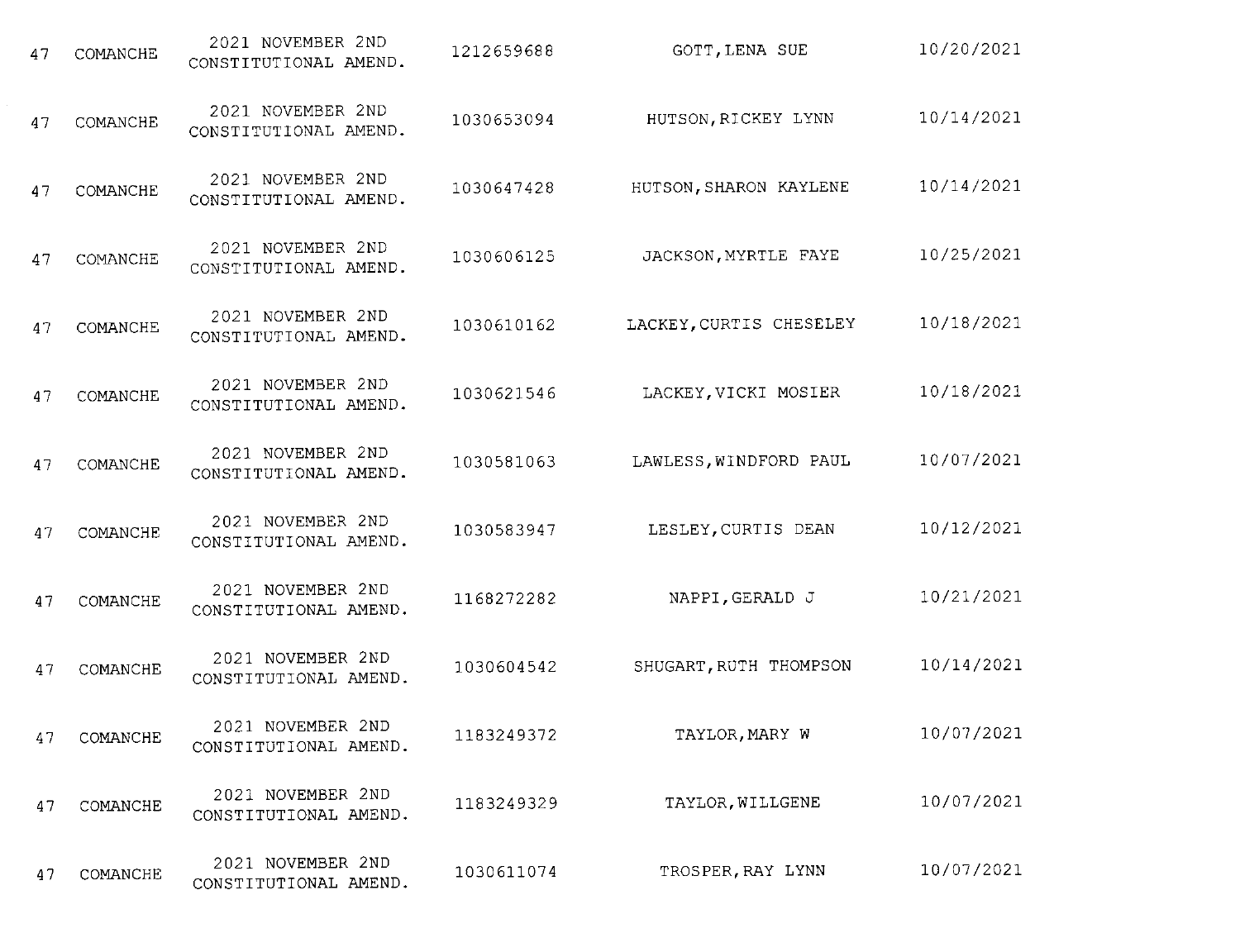| | | | | | |
|---|---|---|---|---|---|
| 47 | COMANCHE | 2021 NOVEMBER 2ND CONSTITUTIONAL AMEND. | 1212659688 | GOTT,LENA SUE | 10/20/2021 |
| 47 | COMANCHE | 2021 NOVEMBER 2ND CONSTITUTIONAL AMEND. | 1030653094 | HUTSON,RICKEY LYNN | 10/14/2021 |
| 47 | COMANCHE | 2021 NOVEMBER 2ND CONSTITUTIONAL AMEND. | 1030647428 | HUTSON,SHARON KAYLENE | 10/14/2021 |
| 47 | COMANCHE | 2021 NOVEMBER 2ND CONSTITUTIONAL AMEND. | 1030606125 | JACKSON,MYRTLE FAYE | 10/25/2021 |
| 47 | COMANCHE | 2021 NOVEMBER 2ND CONSTITUTIONAL AMEND. | 1030610162 | LACKEY,CURTIS CHESELEY | 10/18/2021 |
| 47 | COMANCHE | 2021 NOVEMBER 2ND CONSTITUTIONAL AMEND. | 1030621546 | LACKEY,VICKI MOSIER | 10/18/2021 |
| 47 | COMANCHE | 2021 NOVEMBER 2ND CONSTITUTIONAL AMEND. | 1030581063 | LAWLESS,WINDFORD PAUL | 10/07/2021 |
| 47 | COMANCHE | 2021 NOVEMBER 2ND CONSTITUTIONAL AMEND. | 1030583947 | LESLEY,CURTIS DEAN | 10/12/2021 |
| 47 | COMANCHE | 2021 NOVEMBER 2ND CONSTITUTIONAL AMEND. | 1168272282 | NAPPI,GERALD J | 10/21/2021 |
| 47 | COMANCHE | 2021 NOVEMBER 2ND CONSTITUTIONAL AMEND. | 1030604542 | SHUGART,RUTH THOMPSON | 10/14/2021 |
| 47 | COMANCHE | 2021 NOVEMBER 2ND CONSTITUTIONAL AMEND. | 1183249372 | TAYLOR,MARY W | 10/07/2021 |
| 47 | COMANCHE | 2021 NOVEMBER 2ND CONSTITUTIONAL AMEND. | 1183249329 | TAYLOR,WILLGENE | 10/07/2021 |
| 47 | COMANCHE | 2021 NOVEMBER 2ND CONSTITUTIONAL AMEND. | 1030611074 | TROSPER,RAY LYNN | 10/07/2021 |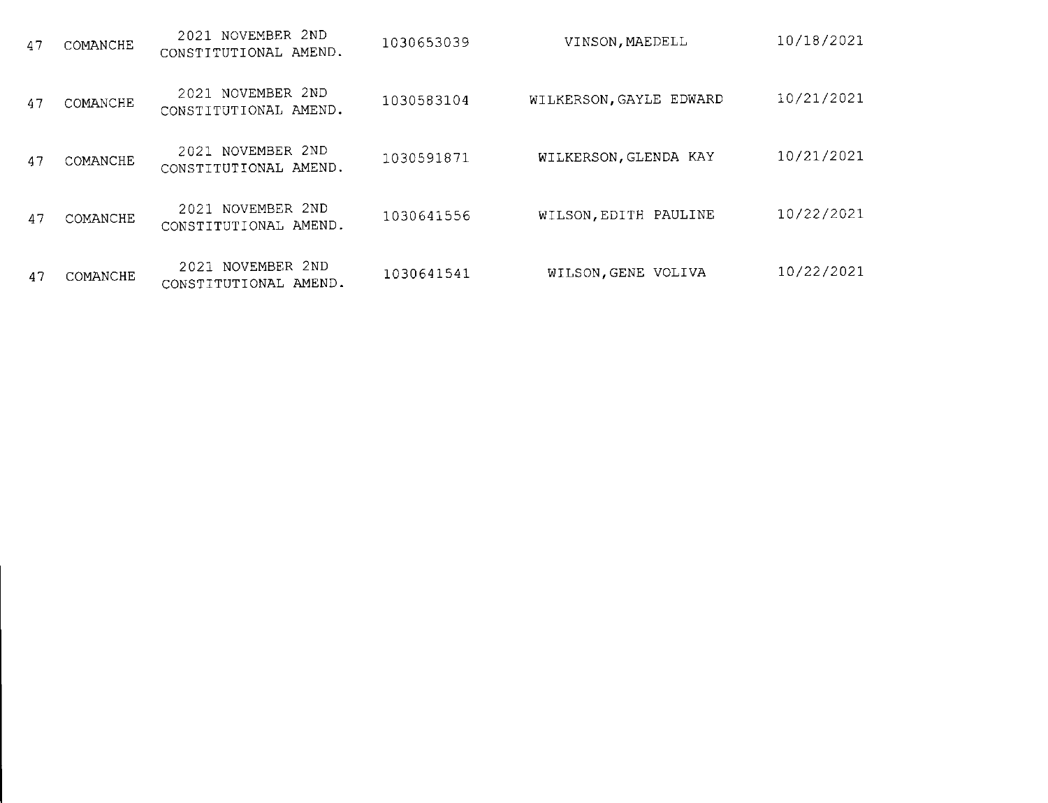| | | | | | |
|---|---|---|---|---|---|
| 47 | COMANCHE | 2021 NOVEMBER 2ND CONSTITUTIONAL AMEND. | 1030653039 | VINSON,MAEDELL | 10/18/2021 |
| 47 | COMANCHE | 2021 NOVEMBER 2ND CONSTITUTIONAL AMEND. | 1030583104 | WILKERSON,GAYLE EDWARD | 10/21/2021 |
| 47 | COMANCHE | 2021 NOVEMBER 2ND CONSTITUTIONAL AMEND. | 1030591871 | WILKERSON,GLENDA KAY | 10/21/2021 |
| 47 | COMANCHE | 2021 NOVEMBER 2ND CONSTITUTIONAL AMEND. | 1030641556 | WILSON,EDITH PAULINE | 10/22/2021 |
| 47 | COMANCHE | 2021 NOVEMBER 2ND CONSTITUTIONAL AMEND. | 1030641541 | WILSON,GENE VOLIVA | 10/22/2021 |